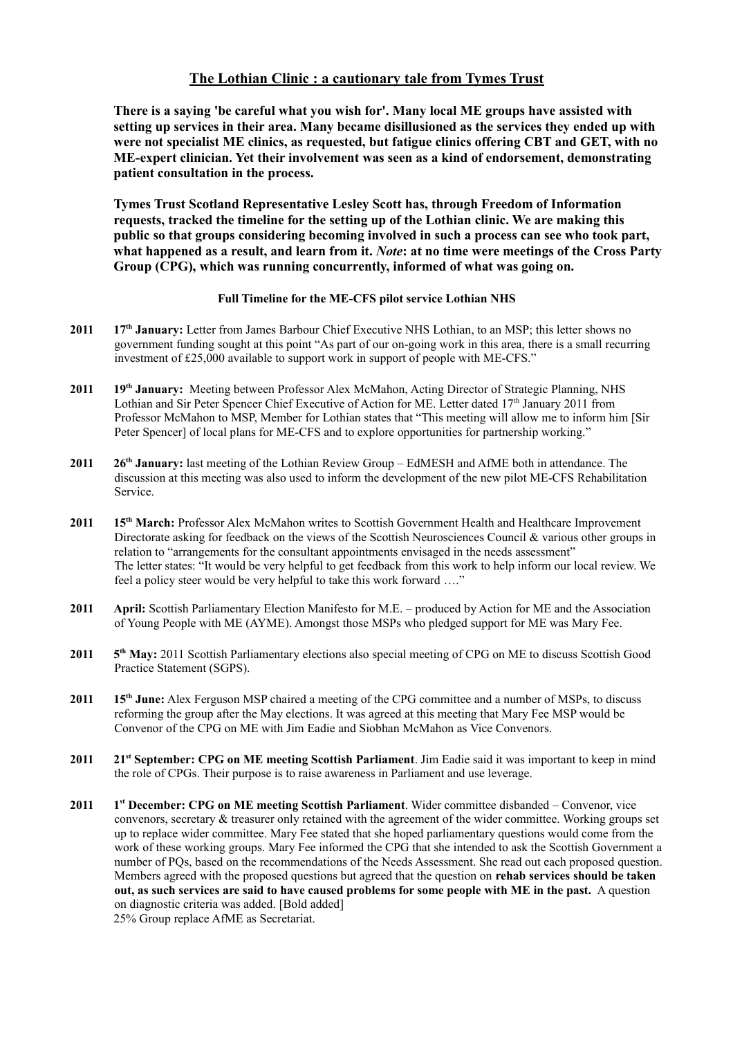## The Lothian Clinic : a cautionary tale from Tymes Trust

**There is a saying 'be careful what you wish for'. Many local ME groups have assisted with setting up services in their area. Many became disillusioned as the services they ended up with were not specialist ME clinics, as requested, but fatigue clinics offering CBT and GET, with no ME-expert clinician. Yet their involvement was seen as a kind of endorsement, demonstrating patient consultation in the process.**

**Tymes Trust Scotland Representative Lesley Scott has, through Freedom of Information requests, tracked the timeline for the setting up of the Lothian clinic. We are making this public so that groups considering becoming involved in such a process can see who took part, what happened as a result, and learn from it. *Note*: at no time were meetings of the Cross Party Group (CPG), which was running concurrently, informed of what was going on.**

#### Full Timeline for the ME-CFS pilot service Lothian NHS

**2011** **17th January:** Letter from James Barbour Chief Executive NHS Lothian, to an MSP; this letter shows no government funding sought at this point "As part of our on-going work in this area, there is a small recurring investment of £25,000 available to support work in support of people with ME-CFS."

**2011** **19th January:** Meeting between Professor Alex McMahon, Acting Director of Strategic Planning, NHS Lothian and Sir Peter Spencer Chief Executive of Action for ME. Letter dated 17th January 2011 from Professor McMahon to MSP, Member for Lothian states that "This meeting will allow me to inform him [Sir Peter Spencer] of local plans for ME-CFS and to explore opportunities for partnership working."

**2011** **26th January:** last meeting of the Lothian Review Group – EdMESH and AfME both in attendance. The discussion at this meeting was also used to inform the development of the new pilot ME-CFS Rehabilitation Service.

**2011** **15th March:** Professor Alex McMahon writes to Scottish Government Health and Healthcare Improvement Directorate asking for feedback on the views of the Scottish Neurosciences Council & various other groups in relation to "arrangements for the consultant appointments envisaged in the needs assessment"
The letter states: "It would be very helpful to get feedback from this work to help inform our local review. We feel a policy steer would be very helpful to take this work forward …."

**2011** **April:** Scottish Parliamentary Election Manifesto for M.E. – produced by Action for ME and the Association of Young People with ME (AYME). Amongst those MSPs who pledged support for ME was Mary Fee.

**2011** **5th May:** 2011 Scottish Parliamentary elections also special meeting of CPG on ME to discuss Scottish Good Practice Statement (SGPS).

**2011** **15th June:** Alex Ferguson MSP chaired a meeting of the CPG committee and a number of MSPs, to discuss reforming the group after the May elections. It was agreed at this meeting that Mary Fee MSP would be Convenor of the CPG on ME with Jim Eadie and Siobhan McMahon as Vice Convenors.

**2011** **21st September: CPG on ME meeting Scottish Parliament**. Jim Eadie said it was important to keep in mind the role of CPGs. Their purpose is to raise awareness in Parliament and use leverage.

**2011** **1st December: CPG on ME meeting Scottish Parliament**. Wider committee disbanded – Convenor, vice convenors, secretary & treasurer only retained with the agreement of the wider committee. Working groups set up to replace wider committee. Mary Fee stated that she hoped parliamentary questions would come from the work of these working groups. Mary Fee informed the CPG that she intended to ask the Scottish Government a number of PQs, based on the recommendations of the Needs Assessment. She read out each proposed question. Members agreed with the proposed questions but agreed that the question on **rehab services should be taken out, as such services are said to have caused problems for some people with ME in the past.** A question on diagnostic criteria was added. [Bold added]
25% Group replace AfME as Secretariat.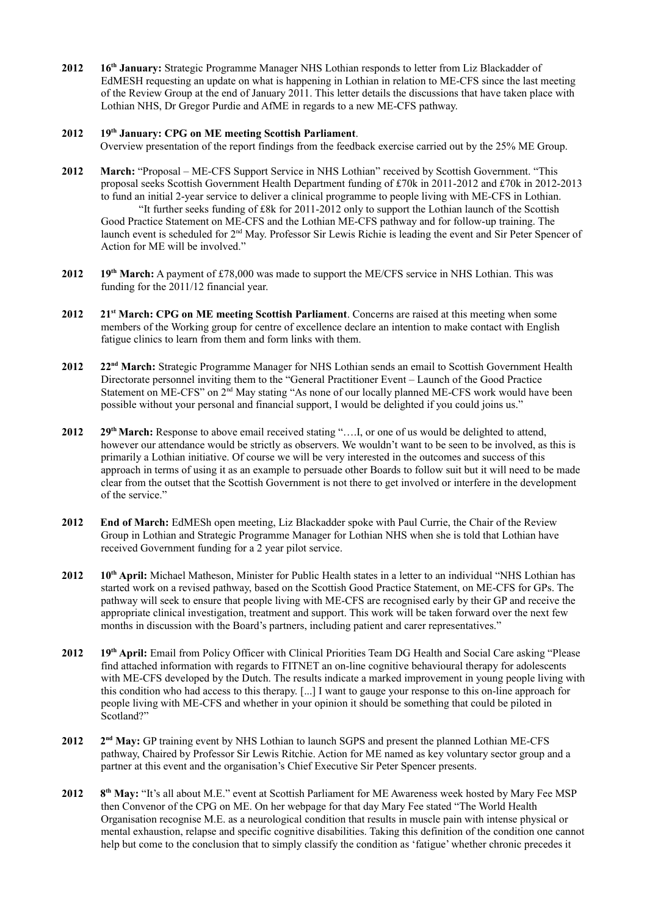**2012** **16th January:** Strategic Programme Manager NHS Lothian responds to letter from Liz Blackadder of EdMESH requesting an update on what is happening in Lothian in relation to ME-CFS since the last meeting of the Review Group at the end of January 2011. This letter details the discussions that have taken place with Lothian NHS, Dr Gregor Purdie and AfME in regards to a new ME-CFS pathway.

**2012** **19th January: CPG on ME meeting Scottish Parliament**.
Overview presentation of the report findings from the feedback exercise carried out by the 25% ME Group.

**2012** **March:** "Proposal – ME-CFS Support Service in NHS Lothian" received by Scottish Government. "This proposal seeks Scottish Government Health Department funding of £70k in 2011-2012 and £70k in 2012-2013 to fund an initial 2-year service to deliver a clinical programme to people living with ME-CFS in Lothian.
"It further seeks funding of £8k for 2011-2012 only to support the Lothian launch of the Scottish Good Practice Statement on ME-CFS and the Lothian ME-CFS pathway and for follow-up training. The launch event is scheduled for 2nd May. Professor Sir Lewis Richie is leading the event and Sir Peter Spencer of Action for ME will be involved."

**2012** **19th March:** A payment of £78,000 was made to support the ME/CFS service in NHS Lothian. This was funding for the 2011/12 financial year.

**2012** **21st March: CPG on ME meeting Scottish Parliament**. Concerns are raised at this meeting when some members of the Working group for centre of excellence declare an intention to make contact with English fatigue clinics to learn from them and form links with them.

**2012** **22nd March:** Strategic Programme Manager for NHS Lothian sends an email to Scottish Government Health Directorate personnel inviting them to the "General Practitioner Event – Launch of the Good Practice Statement on ME-CFS" on 2nd May stating "As none of our locally planned ME-CFS work would have been possible without your personal and financial support, I would be delighted if you could joins us."

**2012** **29th March:** Response to above email received stating "….I, or one of us would be delighted to attend, however our attendance would be strictly as observers. We wouldn't want to be seen to be involved, as this is primarily a Lothian initiative. Of course we will be very interested in the outcomes and success of this approach in terms of using it as an example to persuade other Boards to follow suit but it will need to be made clear from the outset that the Scottish Government is not there to get involved or interfere in the development of the service."

**2012** **End of March:** EdMESh open meeting, Liz Blackadder spoke with Paul Currie, the Chair of the Review Group in Lothian and Strategic Programme Manager for Lothian NHS when she is told that Lothian have received Government funding for a 2 year pilot service.

**2012** **10th April:** Michael Matheson, Minister for Public Health states in a letter to an individual "NHS Lothian has started work on a revised pathway, based on the Scottish Good Practice Statement, on ME-CFS for GPs. The pathway will seek to ensure that people living with ME-CFS are recognised early by their GP and receive the appropriate clinical investigation, treatment and support. This work will be taken forward over the next few months in discussion with the Board's partners, including patient and carer representatives."

**2012** **19th April:** Email from Policy Officer with Clinical Priorities Team DG Health and Social Care asking "Please find attached information with regards to FITNET an on-line cognitive behavioural therapy for adolescents with ME-CFS developed by the Dutch. The results indicate a marked improvement in young people living with this condition who had access to this therapy. [...] I want to gauge your response to this on-line approach for people living with ME-CFS and whether in your opinion it should be something that could be piloted in Scotland?"

**2012** **2nd May:** GP training event by NHS Lothian to launch SGPS and present the planned Lothian ME-CFS pathway, Chaired by Professor Sir Lewis Ritchie. Action for ME named as key voluntary sector group and a partner at this event and the organisation's Chief Executive Sir Peter Spencer presents.

**2012** **8th May:** "It's all about M.E." event at Scottish Parliament for ME Awareness week hosted by Mary Fee MSP then Convenor of the CPG on ME. On her webpage for that day Mary Fee stated "The World Health Organisation recognise M.E. as a neurological condition that results in muscle pain with intense physical or mental exhaustion, relapse and specific cognitive disabilities. Taking this definition of the condition one cannot help but come to the conclusion that to simply classify the condition as 'fatigue' whether chronic precedes it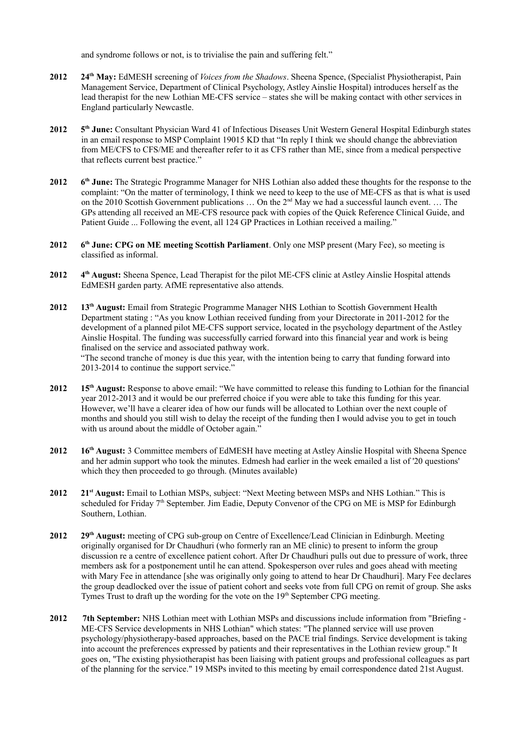and syndrome follows or not, is to trivialise the pain and suffering felt."

**2012** **24th May:** EdMESH screening of *Voices from the Shadows*. Sheena Spence, (Specialist Physiotherapist, Pain Management Service, Department of Clinical Psychology, Astley Ainslie Hospital) introduces herself as the lead therapist for the new Lothian ME-CFS service – states she will be making contact with other services in England particularly Newcastle.

**2012** **5th June:** Consultant Physician Ward 41 of Infectious Diseases Unit Western General Hospital Edinburgh states in an email response to MSP Complaint 19015 KD that "In reply I think we should change the abbreviation from ME/CFS to CFS/ME and thereafter refer to it as CFS rather than ME, since from a medical perspective that reflects current best practice."

**2012** **6th June:** The Strategic Programme Manager for NHS Lothian also added these thoughts for the response to the complaint: "On the matter of terminology, I think we need to keep to the use of ME-CFS as that is what is used on the 2010 Scottish Government publications … On the 2nd May we had a successful launch event. … The GPs attending all received an ME-CFS resource pack with copies of the Quick Reference Clinical Guide, and Patient Guide ... Following the event, all 124 GP Practices in Lothian received a mailing."

**2012** **6th June: CPG on ME meeting Scottish Parliament**. Only one MSP present (Mary Fee), so meeting is classified as informal.

**2012** **4th August:** Sheena Spence, Lead Therapist for the pilot ME-CFS clinic at Astley Ainslie Hospital attends EdMESH garden party. AfME representative also attends.

**2012** **13th August:** Email from Strategic Programme Manager NHS Lothian to Scottish Government Health Department stating : "As you know Lothian received funding from your Directorate in 2011-2012 for the development of a planned pilot ME-CFS support service, located in the psychology department of the Astley Ainslie Hospital. The funding was successfully carried forward into this financial year and work is being finalised on the service and associated pathway work.
"The second tranche of money is due this year, with the intention being to carry that funding forward into 2013-2014 to continue the support service."

**2012** **15th August:** Response to above email: "We have committed to release this funding to Lothian for the financial year 2012-2013 and it would be our preferred choice if you were able to take this funding for this year. However, we'll have a clearer idea of how our funds will be allocated to Lothian over the next couple of months and should you still wish to delay the receipt of the funding then I would advise you to get in touch with us around about the middle of October again."

**2012** **16th August:** 3 Committee members of EdMESH have meeting at Astley Ainslie Hospital with Sheena Spence and her admin support who took the minutes. Edmesh had earlier in the week emailed a list of '20 questions' which they then proceeded to go through. (Minutes available)

**2012** **21st August:** Email to Lothian MSPs, subject: "Next Meeting between MSPs and NHS Lothian." This is scheduled for Friday 7th September. Jim Eadie, Deputy Convenor of the CPG on ME is MSP for Edinburgh Southern, Lothian.

**2012** **29th August:** meeting of CPG sub-group on Centre of Excellence/Lead Clinician in Edinburgh. Meeting originally organised for Dr Chaudhuri (who formerly ran an ME clinic) to present to inform the group discussion re a centre of excellence patient cohort. After Dr Chaudhuri pulls out due to pressure of work, three members ask for a postponement until he can attend. Spokesperson over rules and goes ahead with meeting with Mary Fee in attendance [she was originally only going to attend to hear Dr Chaudhuri]. Mary Fee declares the group deadlocked over the issue of patient cohort and seeks vote from full CPG on remit of group. She asks Tymes Trust to draft up the wording for the vote on the 19th September CPG meeting.

**2012** **7th September:** NHS Lothian meet with Lothian MSPs and discussions include information from "Briefing - ME-CFS Service developments in NHS Lothian" which states: "The planned service will use proven psychology/physiotherapy-based approaches, based on the PACE trial findings. Service development is taking into account the preferences expressed by patients and their representatives in the Lothian review group." It goes on, "The existing physiotherapist has been liaising with patient groups and professional colleagues as part of the planning for the service." 19 MSPs invited to this meeting by email correspondence dated 21st August.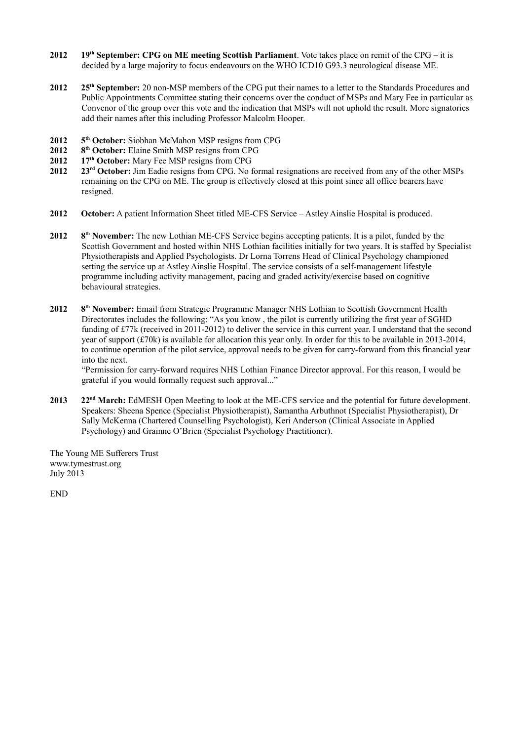**2012** **19th September: CPG on ME meeting Scottish Parliament**. Vote takes place on remit of the CPG – it is decided by a large majority to focus endeavours on the WHO ICD10 G93.3 neurological disease ME.

**2012** **25th September:** 20 non-MSP members of the CPG put their names to a letter to the Standards Procedures and Public Appointments Committee stating their concerns over the conduct of MSPs and Mary Fee in particular as Convenor of the group over this vote and the indication that MSPs will not uphold the result. More signatories add their names after this including Professor Malcolm Hooper.

**2012** **5th October:** Siobhan McMahon MSP resigns from CPG
**2012** **8th October:** Elaine Smith MSP resigns from CPG
**2012** **17th October:** Mary Fee MSP resigns from CPG
**2012** **23rd October:** Jim Eadie resigns from CPG. No formal resignations are received from any of the other MSPs remaining on the CPG on ME. The group is effectively closed at this point since all office bearers have resigned.

**2012** **October:** A patient Information Sheet titled ME-CFS Service – Astley Ainslie Hospital is produced.

**2012** **8th November:** The new Lothian ME-CFS Service begins accepting patients. It is a pilot, funded by the Scottish Government and hosted within NHS Lothian facilities initially for two years. It is staffed by Specialist Physiotherapists and Applied Psychologists. Dr Lorna Torrens Head of Clinical Psychology championed setting the service up at Astley Ainslie Hospital. The service consists of a self-management lifestyle programme including activity management, pacing and graded activity/exercise based on cognitive behavioural strategies.

**2012** **8th November:** Email from Strategic Programme Manager NHS Lothian to Scottish Government Health Directorates includes the following: "As you know , the pilot is currently utilizing the first year of SGHD funding of £77k (received in 2011-2012) to deliver the service in this current year. I understand that the second year of support (£70k) is available for allocation this year only. In order for this to be available in 2013-2014, to continue operation of the pilot service, approval needs to be given for carry-forward from this financial year into the next.
"Permission for carry-forward requires NHS Lothian Finance Director approval. For this reason, I would be grateful if you would formally request such approval..."

**2013** **22nd March:** EdMESH Open Meeting to look at the ME-CFS service and the potential for future development. Speakers: Sheena Spence (Specialist Physiotherapist), Samantha Arbuthnot (Specialist Physiotherapist), Dr Sally McKenna (Chartered Counselling Psychologist), Keri Anderson (Clinical Associate in Applied Psychology) and Grainne O'Brien (Specialist Psychology Practitioner).

The Young ME Sufferers Trust
www.tymestrust.org
July 2013

END